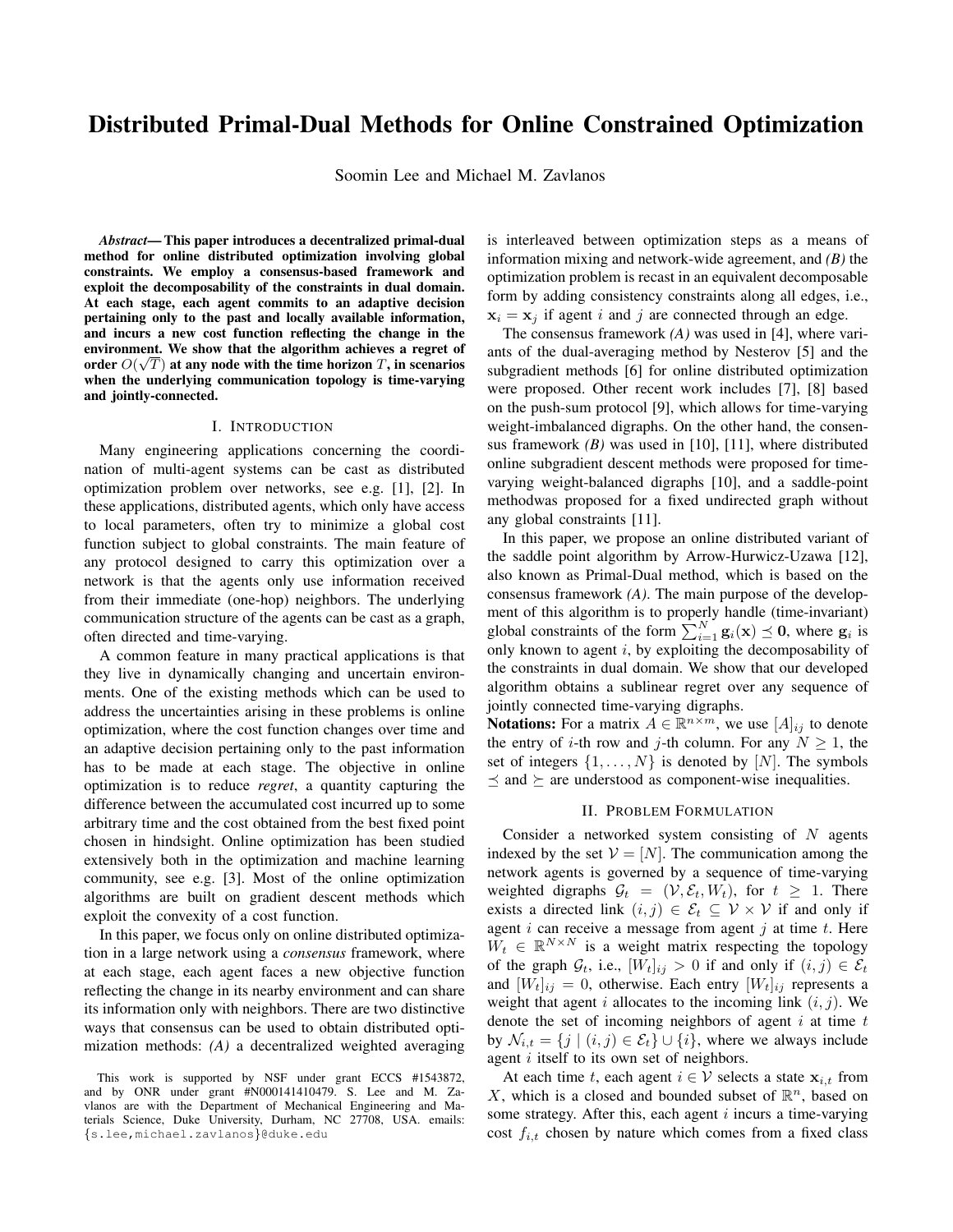# Distributed Primal-Dual Methods for Online Constrained Optimization

Soomin Lee and Michael M. Zavlanos

***Abstract*— This paper introduces a decentralized primal-dual method for online distributed optimization involving global constraints. We employ a consensus-based framework and exploit the decomposability of the constraints in dual domain. At each stage, each agent commits to an adaptive decision pertaining only to the past and locally available information, and incurs a new cost function reflecting the change in the environment. We show that the algorithm achieves a regret of order $O(\sqrt{T})$ at any node with the time horizon $T$, in scenarios when the underlying communication topology is time-varying and jointly-connected.**

## I. Introduction

Many engineering applications concerning the coordination of multi-agent systems can be cast as distributed optimization problem over networks, see e.g. [1], [2]. In these applications, distributed agents, which only have access to local parameters, often try to minimize a global cost function subject to global constraints. The main feature of any protocol designed to carry this optimization over a network is that the agents only use information received from their immediate (one-hop) neighbors. The underlying communication structure of the agents can be cast as a graph, often directed and time-varying.

A common feature in many practical applications is that they live in dynamically changing and uncertain environments. One of the existing methods which can be used to address the uncertainties arising in these problems is online optimization, where the cost function changes over time and an adaptive decision pertaining only to the past information has to be made at each stage. The objective in online optimization is to reduce *regret*, a quantity capturing the difference between the accumulated cost incurred up to some arbitrary time and the cost obtained from the best fixed point chosen in hindsight. Online optimization has been studied extensively both in the optimization and machine learning community, see e.g. [3]. Most of the online optimization algorithms are built on gradient descent methods which exploit the convexity of a cost function.

In this paper, we focus only on online distributed optimization in a large network using a *consensus* framework, where at each stage, each agent faces a new objective function reflecting the change in its nearby environment and can share its information only with neighbors. There are two distinctive ways that consensus can be used to obtain distributed optimization methods: *(A)* a decentralized weighted averaging is interleaved between optimization steps as a means of information mixing and network-wide agreement, and *(B)* the optimization problem is recast in an equivalent decomposable form by adding consistency constraints along all edges, i.e., $\mathbf{x}_i = \mathbf{x}_j$ if agent $i$ and $j$ are connected through an edge.

The consensus framework *(A)* was used in [4], where variants of the dual-averaging method by Nesterov [5] and the subgradient methods [6] for online distributed optimization were proposed. Other recent work includes [7], [8] based on the push-sum protocol [9], which allows for time-varying weight-imbalanced digraphs. On the other hand, the consensus framework *(B)* was used in [10], [11], where distributed online subgradient descent methods were proposed for time-varying weight-balanced digraphs [10], and a saddle-point methodwas proposed for a fixed undirected graph without any global constraints [11].

In this paper, we propose an online distributed variant of the saddle point algorithm by Arrow-Hurwicz-Uzawa [12], also known as Primal-Dual method, which is based on the consensus framework *(A)*. The main purpose of the development of this algorithm is to properly handle (time-invariant) global constraints of the form $\sum_{i=1}^{N} \mathbf{g}_i(\mathbf{x}) \preceq \mathbf{0}$, where $\mathbf{g}_i$ is only known to agent $i$, by exploiting the decomposability of the constraints in dual domain. We show that our developed algorithm obtains a sublinear regret over any sequence of jointly connected time-varying digraphs.

**Notations:** For a matrix $A \in \mathbb{R}^{n\times m}$, we use $[A]_{ij}$ to denote the entry of $i$-th row and $j$-th column. For any $N \geq 1$, the set of integers $\{1, \ldots, N\}$ is denoted by $[N]$. The symbols $\preceq$ and $\succeq$ are understood as component-wise inequalities.

## II. Problem Formulation

Consider a networked system consisting of $N$ agents indexed by the set $\mathcal{V} = [N]$. The communication among the network agents is governed by a sequence of time-varying weighted digraphs $\mathcal{G}_t = (\mathcal{V}, \mathcal{E}_t, W_t)$, for $t \geq 1$. There exists a directed link $(i, j) \in \mathcal{E}_t \subseteq \mathcal{V} \times \mathcal{V}$ if and only if agent $i$ can receive a message from agent $j$ at time $t$. Here $W_t \in \mathbb{R}^{N\times N}$ is a weight matrix respecting the topology of the graph $\mathcal{G}_t$, i.e., $[W_t]_{ij} > 0$ if and only if $(i, j) \in \mathcal{E}_t$ and $[W_t]_{ij} = 0$, otherwise. Each entry $[W_t]_{ij}$ represents a weight that agent $i$ allocates to the incoming link $(i, j)$. We denote the set of incoming neighbors of agent $i$ at time $t$ by $\mathcal{N}_{i,t} = \{j \mid (i, j) \in \mathcal{E}_t\} \cup \{i\}$, where we always include agent $i$ itself to its own set of neighbors.

At each time $t$, each agent $i \in \mathcal{V}$ selects a state $\mathbf{x}_{i,t}$ from $X$, which is a closed and bounded subset of $\mathbb{R}^n$, based on some strategy. After this, each agent $i$ incurs a time-varying cost $f_{i,t}$ chosen by nature which comes from a fixed class

This work is supported by NSF under grant ECCS #1543872, and by ONR under grant #N000141410479. S. Lee and M. Zavlanos are with the Department of Mechanical Engineering and Materials Science, Duke University, Durham, NC 27708, USA. emails: {s.lee,michael.zavlanos}@duke.edu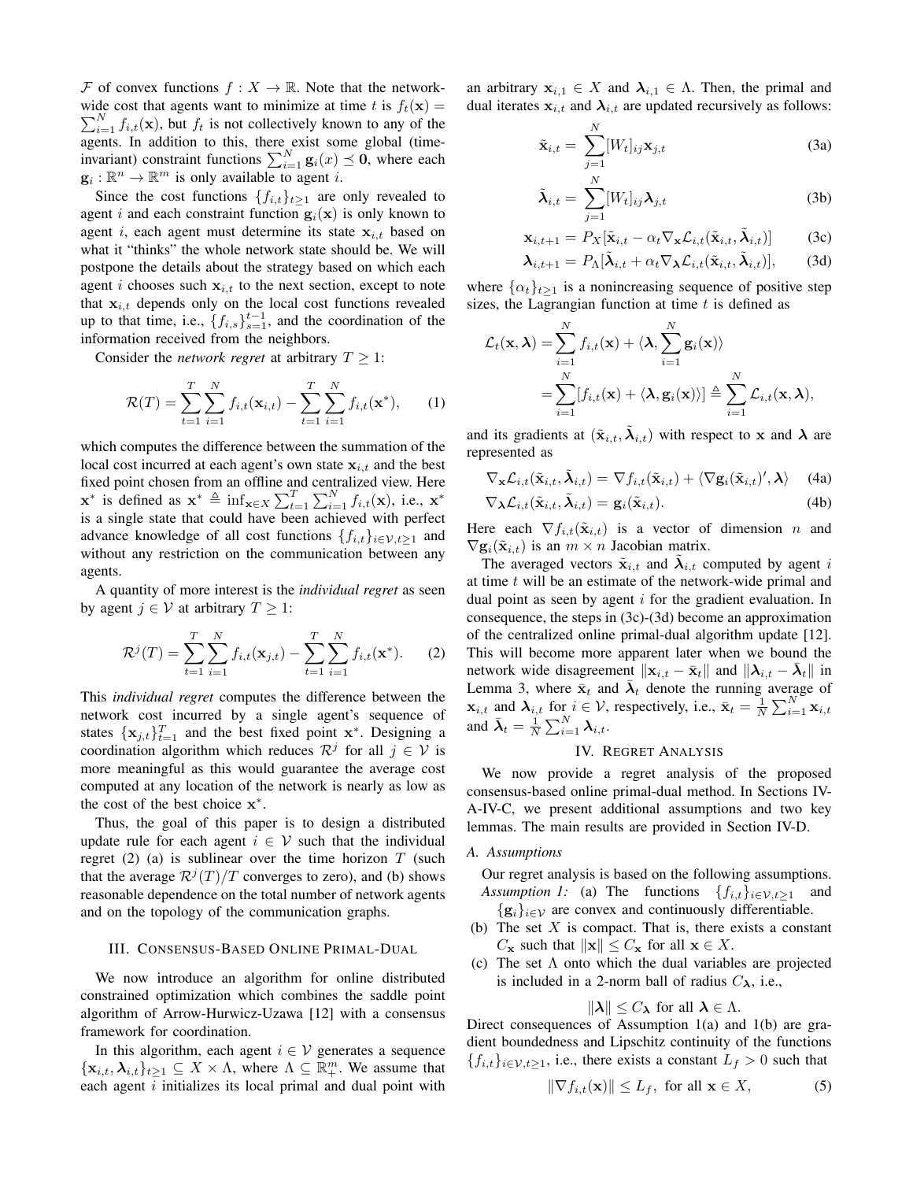$\mathcal{F}$ of convex functions $f : X \to \mathbb{R}$. Note that the network-wide cost that agents want to minimize at time $t$ is $f_t(\mathbf{x}) = \sum_{i=1}^N f_{i,t}(\mathbf{x})$, but $f_t$ is not collectively known to any of the agents. In addition to this, there exist some global (time-invariant) constraint functions $\sum_{i=1}^N \mathbf{g}_i(x) \preceq \mathbf{0}$, where each $\mathbf{g}_i : \mathbb{R}^n \to \mathbb{R}^m$ is only available to agent $i$.

Since the cost functions $\{f_{i,t}\}_{t\geq 1}$ are only revealed to agent $i$ and each constraint function $\mathbf{g}_i(\mathbf{x})$ is only known to agent $i$, each agent must determine its state $\mathbf{x}_{i,t}$ based on what it "thinks" the whole network state should be. We will postpone the details about the strategy based on which each agent $i$ chooses such $\mathbf{x}_{i,t}$ to the next section, except to note that $\mathbf{x}_{i,t}$ depends only on the local cost functions revealed up to that time, i.e., $\{f_{i,s}\}_{s=1}^{t-1}$, and the coordination of the information received from the neighbors.

Consider the *network regret* at arbitrary $T \geq 1$:

$$\mathcal{R}(T) = \sum_{t=1}^{T}\sum_{i=1}^{N} f_{i,t}(\mathbf{x}_{i,t}) - \sum_{t=1}^{T}\sum_{i=1}^{N} f_{i,t}(\mathbf{x}^*), \qquad (1)$$

which computes the difference between the summation of the local cost incurred at each agent's own state $\mathbf{x}_{i,t}$ and the best fixed point chosen from an offline and centralized view. Here $\mathbf{x}^*$ is defined as $\mathbf{x}^* \triangleq \inf_{\mathbf{x}\in X} \sum_{t=1}^T \sum_{i=1}^N f_{i,t}(\mathbf{x})$, i.e., $\mathbf{x}^*$ is a single state that could have been achieved with perfect advance knowledge of all cost functions $\{f_{i,t}\}_{i\in\mathcal{V},t\geq 1}$ and without any restriction on the communication between any agents.

A quantity of more interest is the *individual regret* as seen by agent $j \in \mathcal{V}$ at arbitrary $T \geq 1$:

$$\mathcal{R}^j(T) = \sum_{t=1}^{T}\sum_{i=1}^{N} f_{i,t}(\mathbf{x}_{j,t}) - \sum_{t=1}^{T}\sum_{i=1}^{N} f_{i,t}(\mathbf{x}^*). \qquad (2)$$

This *individual regret* computes the difference between the network cost incurred by a single agent's sequence of states $\{\mathbf{x}_{j,t}\}_{t=1}^T$ and the best fixed point $\mathbf{x}^*$. Designing a coordination algorithm which reduces $\mathcal{R}^j$ for all $j \in \mathcal{V}$ is more meaningful as this would guarantee the average cost computed at any location of the network is nearly as low as the cost of the best choice $\mathbf{x}^*$.

Thus, the goal of this paper is to design a distributed update rule for each agent $i \in \mathcal{V}$ such that the individual regret (2) (a) is sublinear over the time horizon $T$ (such that the average $\mathcal{R}^j(T)/T$ converges to zero), and (b) shows reasonable dependence on the total number of network agents and on the topology of the communication graphs.

## III. Consensus-Based Online Primal-Dual

We now introduce an algorithm for online distributed constrained optimization which combines the saddle point algorithm of Arrow-Hurwicz-Uzawa [12] with a consensus framework for coordination.

In this algorithm, each agent $i \in \mathcal{V}$ generates a sequence $\{\mathbf{x}_{i,t}, \boldsymbol{\lambda}_{i,t}\}_{t\geq 1} \subseteq X \times \Lambda$, where $\Lambda \subseteq \mathbb{R}_+^m$. We assume that each agent $i$ initializes its local primal and dual point with an arbitrary $\mathbf{x}_{i,1} \in X$ and $\boldsymbol{\lambda}_{i,1} \in \Lambda$. Then, the primal and dual iterates $\mathbf{x}_{i,t}$ and $\boldsymbol{\lambda}_{i,t}$ are updated recursively as follows:

$$\tilde{\mathbf{x}}_{i,t} = \sum_{j=1}^{N} [W_t]_{ij} \mathbf{x}_{j,t} \qquad (3a)$$

$$\tilde{\boldsymbol{\lambda}}_{i,t} = \sum_{j=1}^{N} [W_t]_{ij} \boldsymbol{\lambda}_{j,t} \qquad (3b)$$

$$\mathbf{x}_{i,t+1} = P_X[\tilde{\mathbf{x}}_{i,t} - \alpha_t \nabla_{\mathbf{x}} \mathcal{L}_{i,t}(\tilde{\mathbf{x}}_{i,t}, \tilde{\boldsymbol{\lambda}}_{i,t})] \qquad (3c)$$

$$\boldsymbol{\lambda}_{i,t+1} = P_\Lambda[\tilde{\boldsymbol{\lambda}}_{i,t} + \alpha_t \nabla_{\boldsymbol{\lambda}} \mathcal{L}_{i,t}(\tilde{\mathbf{x}}_{i,t}, \tilde{\boldsymbol{\lambda}}_{i,t})], \qquad (3d)$$

where $\{\alpha_t\}_{t\geq 1}$ is a nonincreasing sequence of positive step sizes, the Lagrangian function at time $t$ is defined as

$$\begin{aligned}\mathcal{L}_t(\mathbf{x}, \boldsymbol{\lambda}) &= \sum_{i=1}^{N} f_{i,t}(\mathbf{x}) + \langle \boldsymbol{\lambda}, \sum_{i=1}^{N} \mathbf{g}_i(\mathbf{x})\rangle \\ &= \sum_{i=1}^{N} [f_{i,t}(\mathbf{x}) + \langle \boldsymbol{\lambda}, \mathbf{g}_i(\mathbf{x})\rangle] \triangleq \sum_{i=1}^{N} \mathcal{L}_{i,t}(\mathbf{x}, \boldsymbol{\lambda}),\end{aligned}$$

and its gradients at $(\tilde{\mathbf{x}}_{i,t}, \tilde{\boldsymbol{\lambda}}_{i,t})$ with respect to $\mathbf{x}$ and $\boldsymbol{\lambda}$ are represented as

$$\nabla_{\mathbf{x}} \mathcal{L}_{i,t}(\tilde{\mathbf{x}}_{i,t}, \tilde{\boldsymbol{\lambda}}_{i,t}) = \nabla f_{i,t}(\tilde{\mathbf{x}}_{i,t}) + \langle \nabla \mathbf{g}_i(\tilde{\mathbf{x}}_{i,t})', \boldsymbol{\lambda}\rangle \qquad (4a)$$

$$\nabla_{\boldsymbol{\lambda}} \mathcal{L}_{i,t}(\tilde{\mathbf{x}}_{i,t}, \tilde{\boldsymbol{\lambda}}_{i,t}) = \mathbf{g}_i(\tilde{\mathbf{x}}_{i,t}). \qquad (4b)$$

Here each $\nabla f_{i,t}(\tilde{\mathbf{x}}_{i,t})$ is a vector of dimension $n$ and $\nabla \mathbf{g}_i(\tilde{\mathbf{x}}_{i,t})$ is an $m \times n$ Jacobian matrix.

The averaged vectors $\tilde{\mathbf{x}}_{i,t}$ and $\tilde{\boldsymbol{\lambda}}_{i,t}$ computed by agent $i$ at time $t$ will be an estimate of the network-wide primal and dual point as seen by agent $i$ for the gradient evaluation. In consequence, the steps in (3c)-(3d) become an approximation of the centralized online primal-dual algorithm update [12]. This will become more apparent later when we bound the network wide disagreement $\|\mathbf{x}_{i,t} - \bar{\mathbf{x}}_t\|$ and $\|\boldsymbol{\lambda}_{i,t} - \bar{\boldsymbol{\lambda}}_t\|$ in Lemma 3, where $\bar{\mathbf{x}}_t$ and $\bar{\boldsymbol{\lambda}}_t$ denote the running average of $\mathbf{x}_{i,t}$ and $\boldsymbol{\lambda}_{i,t}$ for $i \in \mathcal{V}$, respectively, i.e., $\bar{\mathbf{x}}_t = \frac{1}{N}\sum_{i=1}^N \mathbf{x}_{i,t}$ and $\bar{\boldsymbol{\lambda}}_t = \frac{1}{N}\sum_{i=1}^N \boldsymbol{\lambda}_{i,t}$.

## IV. Regret Analysis

We now provide a regret analysis of the proposed consensus-based online primal-dual method. In Sections IV-A-IV-C, we present additional assumptions and two key lemmas. The main results are provided in Section IV-D.

### A. Assumptions

Our regret analysis is based on the following assumptions.

*Assumption 1:* (a) The functions $\{f_{i,t}\}_{i\in\mathcal{V},t\geq 1}$ and $\{\mathbf{g}_i\}_{i\in\mathcal{V}}$ are convex and continuously differentiable.

(b) The set $X$ is compact. That is, there exists a constant $C_{\mathbf{x}}$ such that $\|\mathbf{x}\| \leq C_{\mathbf{x}}$ for all $\mathbf{x} \in X$.

(c) The set $\Lambda$ onto which the dual variables are projected is included in a 2-norm ball of radius $C_{\boldsymbol{\lambda}}$, i.e.,

$$\|\boldsymbol{\lambda}\| \leq C_{\boldsymbol{\lambda}} \text{ for all } \boldsymbol{\lambda} \in \Lambda.$$

Direct consequences of Assumption 1(a) and 1(b) are gradient boundedness and Lipschitz continuity of the functions $\{f_{i,t}\}_{i\in\mathcal{V},t\geq 1}$, i.e., there exists a constant $L_f > 0$ such that

$$\|\nabla f_{i,t}(\mathbf{x})\| \leq L_f, \text{ for all } \mathbf{x} \in X, \qquad (5)$$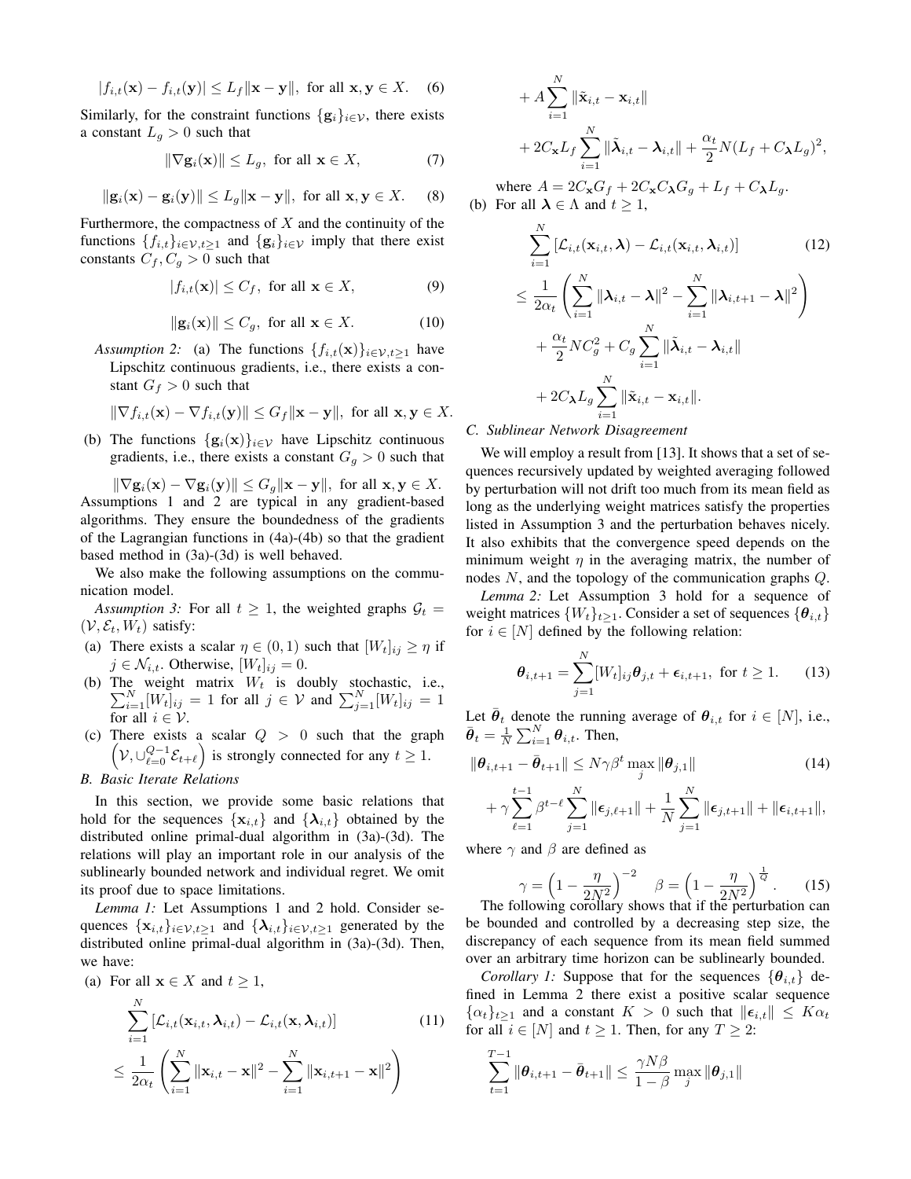$$|f_{i,t}(\mathbf{x}) - f_{i,t}(\mathbf{y})| \leq L_f \|\mathbf{x} - \mathbf{y}\|, \text{ for all } \mathbf{x}, \mathbf{y} \in X. \quad (6)$$

Similarly, for the constraint functions $\{\mathbf{g}_i\}_{i \in \mathcal{V}}$, there exists a constant $L_g > 0$ such that

$$\|\nabla \mathbf{g}_i(\mathbf{x})\| \leq L_g, \text{ for all } \mathbf{x} \in X, \quad (7)$$

$$\|\mathbf{g}_i(\mathbf{x}) - \mathbf{g}_i(\mathbf{y})\| \leq L_g \|\mathbf{x} - \mathbf{y}\|, \text{ for all } \mathbf{x}, \mathbf{y} \in X. \quad (8)$$

Furthermore, the compactness of $X$ and the continuity of the functions $\{f_{i,t}\}_{i \in \mathcal{V}, t \geq 1}$ and $\{\mathbf{g}_i\}_{i \in \mathcal{V}}$ imply that there exist constants $C_f, C_g > 0$ such that

$$|f_{i,t}(\mathbf{x})| \leq C_f, \text{ for all } \mathbf{x} \in X, \quad (9)$$

$$\|\mathbf{g}_i(\mathbf{x})\| \leq C_g, \text{ for all } \mathbf{x} \in X. \quad (10)$$

*Assumption 2:* (a) The functions $\{f_{i,t}(\mathbf{x})\}_{i \in \mathcal{V}, t \geq 1}$ have Lipschitz continuous gradients, i.e., there exists a constant $G_f > 0$ such that

$$\|\nabla f_{i,t}(\mathbf{x}) - \nabla f_{i,t}(\mathbf{y})\| \leq G_f \|\mathbf{x} - \mathbf{y}\|, \text{ for all } \mathbf{x}, \mathbf{y} \in X.$$

(b) The functions $\{\mathbf{g}_i(\mathbf{x})\}_{i \in \mathcal{V}}$ have Lipschitz continuous gradients, i.e., there exists a constant $G_g > 0$ such that

$$\|\nabla \mathbf{g}_i(\mathbf{x}) - \nabla \mathbf{g}_i(\mathbf{y})\| \leq G_g \|\mathbf{x} - \mathbf{y}\|, \text{ for all } \mathbf{x}, \mathbf{y} \in X.$$

Assumptions 1 and 2 are typical in any gradient-based algorithms. They ensure the boundedness of the gradients of the Lagrangian functions in (4a)-(4b) so that the gradient based method in (3a)-(3d) is well behaved.

We also make the following assumptions on the communication model.

*Assumption 3:* For all $t \geq 1$, the weighted graphs $\mathcal{G}_t = (\mathcal{V}, \mathcal{E}_t, W_t)$ satisfy:

(a) There exists a scalar $\eta \in (0, 1)$ such that $[W_t]_{ij} \geq \eta$ if $j \in \mathcal{N}_{i,t}$. Otherwise, $[W_t]_{ij} = 0$.

(b) The weight matrix $W_t$ is doubly stochastic, i.e., $\sum_{i=1}^N [W_t]_{ij} = 1$ for all $j \in \mathcal{V}$ and $\sum_{j=1}^N [W_t]_{ij} = 1$ for all $i \in \mathcal{V}$.

(c) There exists a scalar $Q > 0$ such that the graph $\left(\mathcal{V}, \cup_{\ell=0}^{Q-1} \mathcal{E}_{t+\ell}\right)$ is strongly connected for any $t \geq 1$.

### B. Basic Iterate Relations

In this section, we provide some basic relations that hold for the sequences $\{\mathbf{x}_{i,t}\}$ and $\{\boldsymbol{\lambda}_{i,t}\}$ obtained by the distributed online primal-dual algorithm in (3a)-(3d). The relations will play an important role in our analysis of the sublinearly bounded network and individual regret. We omit its proof due to space limitations.

*Lemma 1:* Let Assumptions 1 and 2 hold. Consider sequences $\{\mathbf{x}_{i,t}\}_{i \in \mathcal{V}, t \geq 1}$ and $\{\boldsymbol{\lambda}_{i,t}\}_{i \in \mathcal{V}, t \geq 1}$ generated by the distributed online primal-dual algorithm in (3a)-(3d). Then, we have:

(a) For all $\mathbf{x} \in X$ and $t \geq 1$,

$$\begin{aligned}
&\sum_{i=1}^N [\mathcal{L}_{i,t}(\mathbf{x}_{i,t}, \boldsymbol{\lambda}_{i,t}) - \mathcal{L}_{i,t}(\mathbf{x}, \boldsymbol{\lambda}_{i,t})] \quad (11)\\
&\leq \frac{1}{2\alpha_t} \left( \sum_{i=1}^N \|\mathbf{x}_{i,t} - \mathbf{x}\|^2 - \sum_{i=1}^N \|\mathbf{x}_{i,t+1} - \mathbf{x}\|^2 \right) \\
&\quad + A \sum_{i=1}^N \|\tilde{\mathbf{x}}_{i,t} - \mathbf{x}_{i,t}\| \\
&\quad + 2C_{\mathbf{x}} L_f \sum_{i=1}^N \|\tilde{\boldsymbol{\lambda}}_{i,t} - \boldsymbol{\lambda}_{i,t}\| + \frac{\alpha_t}{2} N (L_f + C_{\boldsymbol{\lambda}} L_g)^2,
\end{aligned}$$

where $A = 2C_{\mathbf{x}} G_f + 2C_{\mathbf{x}} C_{\boldsymbol{\lambda}} G_g + L_f + C_{\boldsymbol{\lambda}} L_g$.

(b) For all $\boldsymbol{\lambda} \in \Lambda$ and $t \geq 1$,

$$\begin{aligned}
&\sum_{i=1}^N [\mathcal{L}_{i,t}(\mathbf{x}_{i,t}, \boldsymbol{\lambda}) - \mathcal{L}_{i,t}(\mathbf{x}_{i,t}, \boldsymbol{\lambda}_{i,t})] \quad (12)\\
&\leq \frac{1}{2\alpha_t} \left( \sum_{i=1}^N \|\boldsymbol{\lambda}_{i,t} - \boldsymbol{\lambda}\|^2 - \sum_{i=1}^N \|\boldsymbol{\lambda}_{i,t+1} - \boldsymbol{\lambda}\|^2 \right) \\
&\quad + \frac{\alpha_t}{2} N C_g^2 + C_g \sum_{i=1}^N \|\tilde{\boldsymbol{\lambda}}_{i,t} - \boldsymbol{\lambda}_{i,t}\| \\
&\quad + 2C_{\boldsymbol{\lambda}} L_g \sum_{i=1}^N \|\tilde{\mathbf{x}}_{i,t} - \mathbf{x}_{i,t}\|.
\end{aligned}$$

### C. Sublinear Network Disagreement

We will employ a result from [13]. It shows that a set of sequences recursively updated by weighted averaging followed by perturbation will not drift too much from its mean field as long as the underlying weight matrices satisfy the properties listed in Assumption 3 and the perturbation behaves nicely. It also exhibits that the convergence speed depends on the minimum weight $\eta$ in the averaging matrix, the number of nodes $N$, and the topology of the communication graphs $Q$.

*Lemma 2:* Let Assumption 3 hold for a sequence of weight matrices $\{W_t\}_{t \geq 1}$. Consider a set of sequences $\{\boldsymbol{\theta}_{i,t}\}$ for $i \in [N]$ defined by the following relation:

$$\boldsymbol{\theta}_{i,t+1} = \sum_{j=1}^N [W_t]_{ij} \boldsymbol{\theta}_{j,t} + \boldsymbol{\epsilon}_{i,t+1}, \text{ for } t \geq 1. \quad (13)$$

Let $\bar{\boldsymbol{\theta}}_t$ denote the running average of $\boldsymbol{\theta}_{i,t}$ for $i \in [N]$, i.e., $\bar{\boldsymbol{\theta}}_t = \frac{1}{N} \sum_{i=1}^N \boldsymbol{\theta}_{i,t}$. Then,

$$\begin{aligned}
&\|\boldsymbol{\theta}_{i,t+1} - \bar{\boldsymbol{\theta}}_{t+1}\| \leq N\gamma\beta^t \max_j \|\boldsymbol{\theta}_{j,1}\| \quad (14)\\
&\quad + \gamma \sum_{\ell=1}^{t-1} \beta^{t-\ell} \sum_{j=1}^N \|\boldsymbol{\epsilon}_{j,\ell+1}\| + \frac{1}{N} \sum_{j=1}^N \|\boldsymbol{\epsilon}_{j,t+1}\| + \|\boldsymbol{\epsilon}_{i,t+1}\|,
\end{aligned}$$

where $\gamma$ and $\beta$ are defined as

$$\gamma = \left(1 - \frac{\eta}{2N^2}\right)^{-2} \quad \beta = \left(1 - \frac{\eta}{2N^2}\right)^{\frac{1}{Q}}. \quad (15)$$

The following corollary shows that if the perturbation can be bounded and controlled by a decreasing step size, the discrepancy of each sequence from its mean field summed over an arbitrary time horizon can be sublinearly bounded.

*Corollary 1:* Suppose that for the sequences $\{\boldsymbol{\theta}_{i,t}\}$ defined in Lemma 2 there exist a positive scalar sequence $\{\alpha_t\}_{t \geq 1}$ and a constant $K > 0$ such that $\|\boldsymbol{\epsilon}_{i,t}\| \leq K\alpha_t$ for all $i \in [N]$ and $t \geq 1$. Then, for any $T \geq 2$:

$$\sum_{t=1}^{T-1} \|\boldsymbol{\theta}_{i,t+1} - \bar{\boldsymbol{\theta}}_{t+1}\| \leq \frac{\gamma N \beta}{1 - \beta} \max_j \|\boldsymbol{\theta}_{j,1}\|$$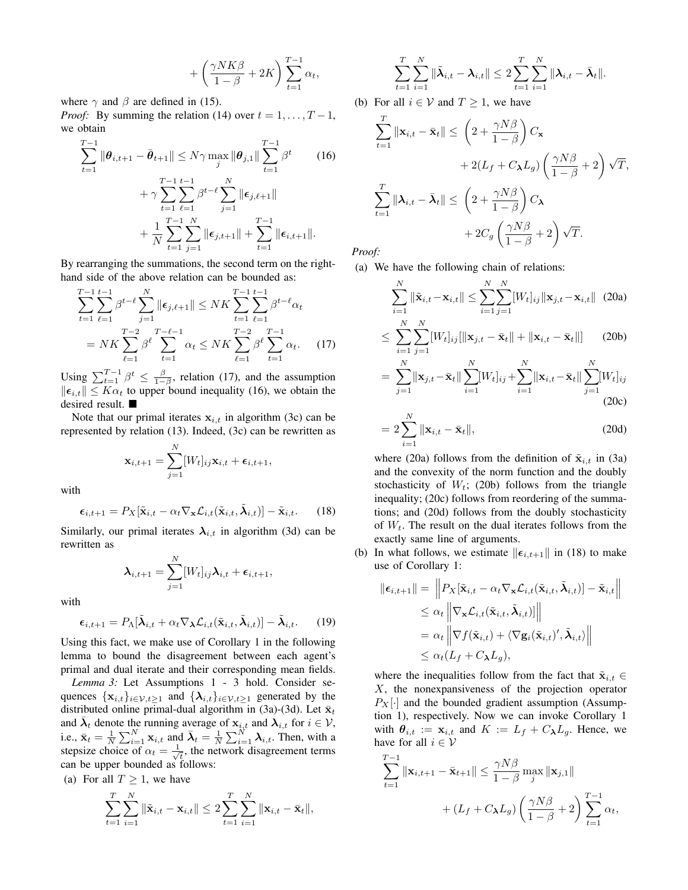$$+\left(\frac{\gamma NK\beta}{1-\beta}+2K\right)\sum_{t=1}^{T-1}\alpha_t,$$

where $\gamma$ and $\beta$ are defined in (15).

*Proof:* By summing the relation (14) over $t = 1, \ldots, T-1$, we obtain

$$\sum_{t=1}^{T-1}\|\boldsymbol{\theta}_{i,t+1}-\bar{\boldsymbol{\theta}}_{t+1}\| \leq N\gamma \max_j \|\boldsymbol{\theta}_{j,1}\|\sum_{t=1}^{T-1}\beta^t \tag{16}$$
$$+\gamma\sum_{t=1}^{T-1}\sum_{\ell=1}^{t-1}\beta^{t-\ell}\sum_{j=1}^{N}\|\boldsymbol{\epsilon}_{j,\ell+1}\|$$
$$+\frac{1}{N}\sum_{t=1}^{T-1}\sum_{j=1}^{N}\|\boldsymbol{\epsilon}_{j,t+1}\|+\sum_{t=1}^{T-1}\|\boldsymbol{\epsilon}_{i,t+1}\|.$$

By rearranging the summations, the second term on the right-hand side of the above relation can be bounded as:

$$\sum_{t=1}^{T-1}\sum_{\ell=1}^{t-1}\beta^{t-\ell}\sum_{j=1}^{N}\|\boldsymbol{\epsilon}_{j,\ell+1}\| \leq NK\sum_{t=1}^{T-1}\sum_{\ell=1}^{t-1}\beta^{t-\ell}\alpha_t$$
$$= NK\sum_{\ell=1}^{T-2}\beta^{\ell}\sum_{t=1}^{T-\ell-1}\alpha_t \leq NK\sum_{\ell=1}^{T-2}\beta^{\ell}\sum_{t=1}^{T-1}\alpha_t. \tag{17}$$

Using $\sum_{t=1}^{T-1}\beta^t \leq \frac{\beta}{1-\beta}$, relation (17), and the assumption $\|\boldsymbol{\epsilon}_{i,t}\| \leq K\alpha_t$ to upper bound inequality (16), we obtain the desired result. ■

Note that our primal iterates $\mathbf{x}_{i,t}$ in algorithm (3c) can be represented by relation (13). Indeed, (3c) can be rewritten as

$$\mathbf{x}_{i,t+1}=\sum_{j=1}^{N}[W_t]_{ij}\mathbf{x}_{i,t}+\boldsymbol{\epsilon}_{i,t+1},$$

with

$$\boldsymbol{\epsilon}_{i,t+1}=P_X[\tilde{\mathbf{x}}_{i,t}-\alpha_t\nabla_{\mathbf{x}}\mathcal{L}_{i,t}(\tilde{\mathbf{x}}_{i,t},\tilde{\boldsymbol{\lambda}}_{i,t})]-\tilde{\mathbf{x}}_{i,t}. \tag{18}$$

Similarly, our primal iterates $\boldsymbol{\lambda}_{i,t}$ in algorithm (3d) can be rewritten as

$$\boldsymbol{\lambda}_{i,t+1}=\sum_{j=1}^{N}[W_t]_{ij}\boldsymbol{\lambda}_{i,t}+\boldsymbol{\epsilon}_{i,t+1},$$

with

$$\boldsymbol{\epsilon}_{i,t+1}=P_\Lambda[\tilde{\boldsymbol{\lambda}}_{i,t}+\alpha_t\nabla_{\boldsymbol{\lambda}}\mathcal{L}_{i,t}(\tilde{\mathbf{x}}_{i,t},\tilde{\boldsymbol{\lambda}}_{i,t})]-\tilde{\boldsymbol{\lambda}}_{i,t}. \tag{19}$$

Using this fact, we make use of Corollary 1 in the following lemma to bound the disagreement between each agent's primal and dual iterate and their corresponding mean fields.

*Lemma 3:* Let Assumptions 1 - 3 hold. Consider sequences $\{\mathbf{x}_{i,t}\}_{i\in\mathcal{V},t\geq1}$ and $\{\boldsymbol{\lambda}_{i,t}\}_{i\in\mathcal{V},t\geq1}$ generated by the distributed online primal-dual algorithm in (3a)-(3d). Let $\bar{\mathbf{x}}_t$ and $\bar{\boldsymbol{\lambda}}_t$ denote the running average of $\mathbf{x}_{i,t}$ and $\boldsymbol{\lambda}_{i,t}$ for $i\in\mathcal{V}$, i.e., $\bar{\mathbf{x}}_t=\frac{1}{N}\sum_{i=1}^{N}\mathbf{x}_{i,t}$ and $\bar{\boldsymbol{\lambda}}_t=\frac{1}{N}\sum_{i=1}^{N}\boldsymbol{\lambda}_{i,t}$. Then, with a stepsize choice of $\alpha_t=\frac{1}{\sqrt{t}}$, the network disagreement terms can be upper bounded as follows:

(a) For all $T\geq1$, we have

$$\sum_{t=1}^{T}\sum_{i=1}^{N}\|\tilde{\mathbf{x}}_{i,t}-\mathbf{x}_{i,t}\| \leq 2\sum_{t=1}^{T}\sum_{i=1}^{N}\|\mathbf{x}_{i,t}-\bar{\mathbf{x}}_t\|,$$

$$\sum_{t=1}^{T}\sum_{i=1}^{N}\|\tilde{\boldsymbol{\lambda}}_{i,t}-\boldsymbol{\lambda}_{i,t}\| \leq 2\sum_{t=1}^{T}\sum_{i=1}^{N}\|\boldsymbol{\lambda}_{i,t}-\bar{\boldsymbol{\lambda}}_t\|.$$

(b) For all $i\in\mathcal{V}$ and $T\geq1$, we have

$$\sum_{t=1}^{T}\|\mathbf{x}_{i,t}-\bar{\mathbf{x}}_t\| \leq \left(2+\frac{\gamma N\beta}{1-\beta}\right)C_{\mathbf{x}}$$
$$+2(L_f+C_{\boldsymbol{\lambda}}L_g)\left(\frac{\gamma N\beta}{1-\beta}+2\right)\sqrt{T},$$

$$\sum_{t=1}^{T}\|\boldsymbol{\lambda}_{i,t}-\bar{\boldsymbol{\lambda}}_t\| \leq \left(2+\frac{\gamma N\beta}{1-\beta}\right)C_{\boldsymbol{\lambda}}$$
$$+2C_g\left(\frac{\gamma N\beta}{1-\beta}+2\right)\sqrt{T}.$$

*Proof:*

(a) We have the following chain of relations:

$$\sum_{i=1}^{N}\|\tilde{\mathbf{x}}_{i,t}-\mathbf{x}_{i,t}\| \leq \sum_{i=1}^{N}\sum_{j=1}^{N}[W_t]_{ij}\|\mathbf{x}_{j,t}-\mathbf{x}_{i,t}\| \tag{20a}$$

$$\leq \sum_{i=1}^{N}\sum_{j=1}^{N}[W_t]_{ij}[\|\mathbf{x}_{j,t}-\bar{\mathbf{x}}_t\|+\|\mathbf{x}_{i,t}-\bar{\mathbf{x}}_t\|] \tag{20b}$$

$$=\sum_{j=1}^{N}\|\mathbf{x}_{j,t}-\bar{\mathbf{x}}_t\|\sum_{i=1}^{N}[W_t]_{ij}+\sum_{i=1}^{N}\|\mathbf{x}_{i,t}-\bar{\mathbf{x}}_t\|\sum_{j=1}^{N}[W_t]_{ij} \tag{20c}$$

$$=2\sum_{i=1}^{N}\|\mathbf{x}_{i,t}-\bar{\mathbf{x}}_t\|, \tag{20d}$$

where (20a) follows from the definition of $\tilde{\mathbf{x}}_{i,t}$ in (3a) and the convexity of the norm function and the doubly stochasticity of $W_t$; (20b) follows from the triangle inequality; (20c) follows from reordering of the summations; and (20d) follows from the doubly stochasticity of $W_t$. The result on the dual iterates follows from the exactly same line of arguments.

(b) In what follows, we estimate $\|\boldsymbol{\epsilon}_{i,t+1}\|$ in (18) to make use of Corollary 1:

$$\|\boldsymbol{\epsilon}_{i,t+1}\| = \left\|P_X[\tilde{\mathbf{x}}_{i,t}-\alpha_t\nabla_{\mathbf{x}}\mathcal{L}_{i,t}(\tilde{\mathbf{x}}_{i,t},\tilde{\boldsymbol{\lambda}}_{i,t})]-\tilde{\mathbf{x}}_{i,t}\right\|$$
$$\leq \alpha_t\left\|\nabla_{\mathbf{x}}\mathcal{L}_{i,t}(\tilde{\mathbf{x}}_{i,t},\tilde{\boldsymbol{\lambda}}_{i,t})]\right\|$$
$$=\alpha_t\left\|\nabla f(\tilde{\mathbf{x}}_{i,t})+\langle\nabla\mathbf{g}_i(\tilde{\mathbf{x}}_{i,t})',\tilde{\boldsymbol{\lambda}}_{i,t}\rangle\right\|$$
$$\leq \alpha_t(L_f+C_{\boldsymbol{\lambda}}L_g),$$

where the inequalities follow from the fact that $\tilde{\mathbf{x}}_{i,t}\in X$, the nonexpansiveness of the projection operator $P_X[\cdot]$ and the bounded gradient assumption (Assumption 1), respectively. Now we can invoke Corollary 1 with $\boldsymbol{\theta}_{i,t}:=\mathbf{x}_{i,t}$ and $K:=L_f+C_{\boldsymbol{\lambda}}L_g$. Hence, we have for all $i\in\mathcal{V}$

$$\sum_{t=1}^{T-1}\|\mathbf{x}_{i,t+1}-\bar{\mathbf{x}}_{t+1}\| \leq \frac{\gamma N\beta}{1-\beta}\max_j\|\mathbf{x}_{j,1}\|$$
$$+(L_f+C_{\boldsymbol{\lambda}}L_g)\left(\frac{\gamma N\beta}{1-\beta}+2\right)\sum_{t=1}^{T-1}\alpha_t,$$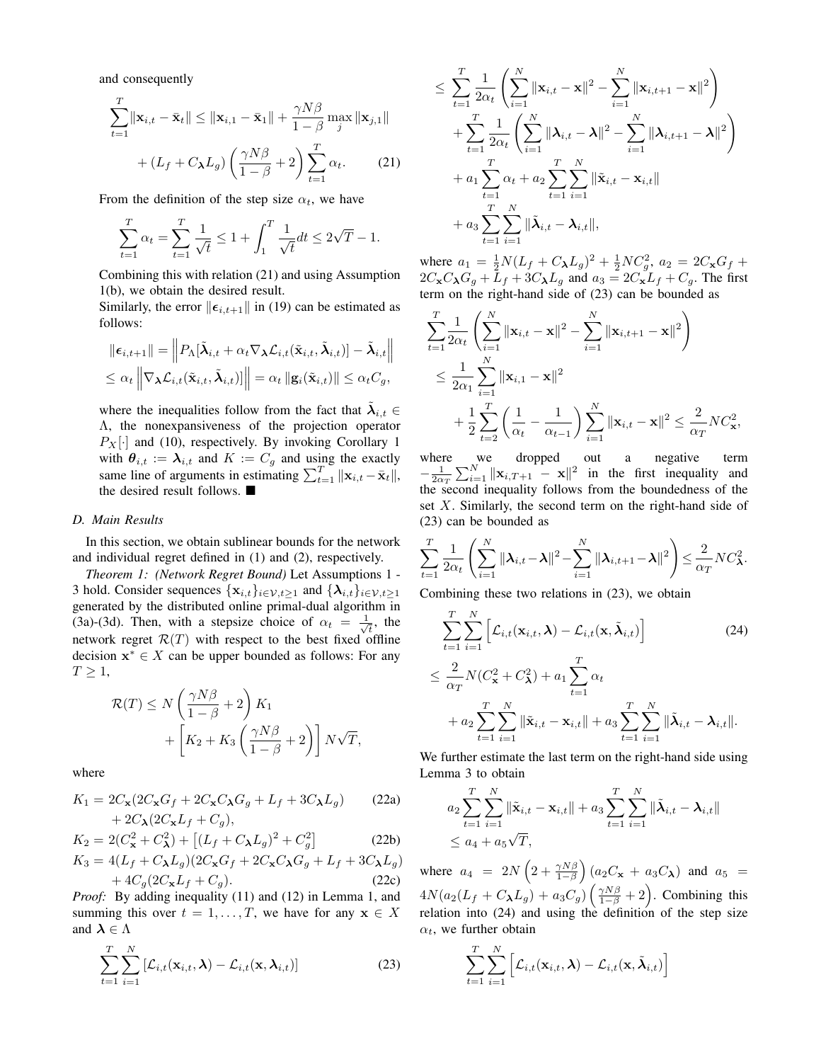and consequently

$$\sum_{t=1}^{T}\|\mathbf{x}_{i,t}-\bar{\mathbf{x}}_t\| \le \|\mathbf{x}_{i,1}-\bar{\mathbf{x}}_1\| + \frac{\gamma N\beta}{1-\beta}\max_j \|\mathbf{x}_{j,1}\| + (L_f + C_{\boldsymbol{\lambda}}L_g)\left(\frac{\gamma N\beta}{1-\beta}+2\right)\sum_{t=1}^{T}\alpha_t. \tag{21}$$

From the definition of the step size $\alpha_t$, we have

$$\sum_{t=1}^{T}\alpha_t = \sum_{t=1}^{T}\frac{1}{\sqrt{t}} \le 1 + \int_1^T \frac{1}{\sqrt{t}}dt \le 2\sqrt{T}-1.$$

Combining this with relation (21) and using Assumption 1(b), we obtain the desired result.

Similarly, the error $\|\boldsymbol{\epsilon}_{i,t+1}\|$ in (19) can be estimated as follows:

$$\|\boldsymbol{\epsilon}_{i,t+1}\| = \left\|P_\Lambda[\tilde{\boldsymbol{\lambda}}_{i,t}+\alpha_t\nabla_{\boldsymbol{\lambda}}\mathcal{L}_{i,t}(\tilde{\mathbf{x}}_{i,t},\tilde{\boldsymbol{\lambda}}_{i,t})]-\tilde{\boldsymbol{\lambda}}_{i,t}\right\| \le \alpha_t\left\|\nabla_{\boldsymbol{\lambda}}\mathcal{L}_{i,t}(\tilde{\mathbf{x}}_{i,t},\tilde{\boldsymbol{\lambda}}_{i,t})]\right\| = \alpha_t\|\mathbf{g}_i(\tilde{\mathbf{x}}_{i,t})\| \le \alpha_t C_g,$$

where the inequalities follow from the fact that $\tilde{\boldsymbol{\lambda}}_{i,t}\in\Lambda$, the nonexpansiveness of the projection operator $P_X[\cdot]$ and (10), respectively. By invoking Corollary 1 with $\boldsymbol{\theta}_{i,t} := \boldsymbol{\lambda}_{i,t}$ and $K := C_g$ and using the exactly same line of arguments in estimating $\sum_{t=1}^{T}\|\mathbf{x}_{i,t}-\bar{\mathbf{x}}_t\|$, the desired result follows. ■

### D. Main Results

In this section, we obtain sublinear bounds for the network and individual regret defined in (1) and (2), respectively.

*Theorem 1: (Network Regret Bound)* Let Assumptions 1 - 3 hold. Consider sequences $\{\mathbf{x}_{i,t}\}_{i\in\mathcal{V},t\ge1}$ and $\{\boldsymbol{\lambda}_{i,t}\}_{i\in\mathcal{V},t\ge1}$ generated by the distributed online primal-dual algorithm in (3a)-(3d). Then, with a stepsize choice of $\alpha_t = \frac{1}{\sqrt{t}}$, the network regret $\mathcal{R}(T)$ with respect to the best fixed offline decision $\mathbf{x}^*\in X$ can be upper bounded as follows: For any $T\ge1$,

$$\mathcal{R}(T) \le N\left(\frac{\gamma N\beta}{1-\beta}+2\right)K_1 + \left[K_2 + K_3\left(\frac{\gamma N\beta}{1-\beta}+2\right)\right]N\sqrt{T},$$

where

$$K_1 = 2C_{\mathbf{x}}(2C_{\mathbf{x}}G_f + 2C_{\mathbf{x}}C_{\boldsymbol{\lambda}}G_g + L_f + 3C_{\boldsymbol{\lambda}}L_g) + 2C_{\boldsymbol{\lambda}}(2C_{\mathbf{x}}L_f + C_g), \tag{22a}$$

$$K_2 = 2(C_{\mathbf{x}}^2 + C_{\boldsymbol{\lambda}}^2) + \left[(L_f + C_{\boldsymbol{\lambda}}L_g)^2 + C_g^2\right] \tag{22b}$$

$$K_3 = 4(L_f + C_{\boldsymbol{\lambda}}L_g)(2C_{\mathbf{x}}G_f + 2C_{\mathbf{x}}C_{\boldsymbol{\lambda}}G_g + L_f + 3C_{\boldsymbol{\lambda}}L_g) + 4C_g(2C_{\mathbf{x}}L_f + C_g). \tag{22c}$$

*Proof:* By adding inequality (11) and (12) in Lemma 1, and summing this over $t = 1,\ldots,T$, we have for any $\mathbf{x}\in X$ and $\boldsymbol{\lambda}\in\Lambda$

$$\sum_{t=1}^{T}\sum_{i=1}^{N}\left[\mathcal{L}_{i,t}(\mathbf{x}_{i,t},\boldsymbol{\lambda}) - \mathcal{L}_{i,t}(\mathbf{x},\boldsymbol{\lambda}_{i,t})\right] \tag{23}$$

$$\le \sum_{t=1}^{T}\frac{1}{2\alpha_t}\left(\sum_{i=1}^{N}\|\mathbf{x}_{i,t}-\mathbf{x}\|^2 - \sum_{i=1}^{N}\|\mathbf{x}_{i,t+1}-\mathbf{x}\|^2\right) + \sum_{t=1}^{T}\frac{1}{2\alpha_t}\left(\sum_{i=1}^{N}\|\boldsymbol{\lambda}_{i,t}-\boldsymbol{\lambda}\|^2 - \sum_{i=1}^{N}\|\boldsymbol{\lambda}_{i,t+1}-\boldsymbol{\lambda}\|^2\right) + a_1\sum_{t=1}^{T}\alpha_t + a_2\sum_{t=1}^{T}\sum_{i=1}^{N}\|\tilde{\mathbf{x}}_{i,t}-\mathbf{x}_{i,t}\| + a_3\sum_{t=1}^{T}\sum_{i=1}^{N}\|\tilde{\boldsymbol{\lambda}}_{i,t}-\boldsymbol{\lambda}_{i,t}\|,$$

where $a_1 = \frac{1}{2}N(L_f + C_{\boldsymbol{\lambda}}L_g)^2 + \frac{1}{2}NC_g^2$, $a_2 = 2C_{\mathbf{x}}G_f + 2C_{\mathbf{x}}C_{\boldsymbol{\lambda}}G_g + L_f + 3C_{\boldsymbol{\lambda}}L_g$ and $a_3 = 2C_{\mathbf{x}}L_f + C_g$. The first term on the right-hand side of (23) can be bounded as

$$\sum_{t=1}^{T}\frac{1}{2\alpha_t}\left(\sum_{i=1}^{N}\|\mathbf{x}_{i,t}-\mathbf{x}\|^2 - \sum_{i=1}^{N}\|\mathbf{x}_{i,t+1}-\mathbf{x}\|^2\right) \le \frac{1}{2\alpha_1}\sum_{i=1}^{N}\|\mathbf{x}_{i,1}-\mathbf{x}\|^2 + \frac{1}{2}\sum_{t=2}^{T}\left(\frac{1}{\alpha_t}-\frac{1}{\alpha_{t-1}}\right)\sum_{i=1}^{N}\|\mathbf{x}_{i,t}-\mathbf{x}\|^2 \le \frac{2}{\alpha_T}NC_{\mathbf{x}}^2,$$

where we dropped out a negative term $-\frac{1}{2\alpha_T}\sum_{i=1}^{N}\|\mathbf{x}_{i,T+1}-\mathbf{x}\|^2$ in the first inequality and the second inequality follows from the boundedness of the set $X$. Similarly, the second term on the right-hand side of (23) can be bounded as

$$\sum_{t=1}^{T}\frac{1}{2\alpha_t}\left(\sum_{i=1}^{N}\|\boldsymbol{\lambda}_{i,t}-\boldsymbol{\lambda}\|^2 - \sum_{i=1}^{N}\|\boldsymbol{\lambda}_{i,t+1}-\boldsymbol{\lambda}\|^2\right) \le \frac{2}{\alpha_T}NC_{\boldsymbol{\lambda}}^2.$$

Combining these two relations in (23), we obtain

$$\sum_{t=1}^{T}\sum_{i=1}^{N}\left[\mathcal{L}_{i,t}(\mathbf{x}_{i,t},\boldsymbol{\lambda}) - \mathcal{L}_{i,t}(\mathbf{x},\tilde{\boldsymbol{\lambda}}_{i,t})\right] \tag{24}$$

$$\le \frac{2}{\alpha_T}N(C_{\mathbf{x}}^2 + C_{\boldsymbol{\lambda}}^2) + a_1\sum_{t=1}^{T}\alpha_t + a_2\sum_{t=1}^{T}\sum_{i=1}^{N}\|\tilde{\mathbf{x}}_{i,t}-\mathbf{x}_{i,t}\| + a_3\sum_{t=1}^{T}\sum_{i=1}^{N}\|\tilde{\boldsymbol{\lambda}}_{i,t}-\boldsymbol{\lambda}_{i,t}\|.$$

We further estimate the last term on the right-hand side using Lemma 3 to obtain

$$a_2\sum_{t=1}^{T}\sum_{i=1}^{N}\|\tilde{\mathbf{x}}_{i,t}-\mathbf{x}_{i,t}\| + a_3\sum_{t=1}^{T}\sum_{i=1}^{N}\|\tilde{\boldsymbol{\lambda}}_{i,t}-\boldsymbol{\lambda}_{i,t}\| \le a_4 + a_5\sqrt{T},$$

where $a_4 = 2N\left(2+\frac{\gamma N\beta}{1-\beta}\right)(a_2C_{\mathbf{x}} + a_3C_{\boldsymbol{\lambda}})$ and $a_5 = 4N(a_2(L_f + C_{\boldsymbol{\lambda}}L_g) + a_3C_g)\left(\frac{\gamma N\beta}{1-\beta}+2\right)$. Combining this relation into (24) and using the definition of the step size $\alpha_t$, we further obtain

$$\sum_{t=1}^{T}\sum_{i=1}^{N}\left[\mathcal{L}_{i,t}(\mathbf{x}_{i,t},\boldsymbol{\lambda}) - \mathcal{L}_{i,t}(\mathbf{x},\tilde{\boldsymbol{\lambda}}_{i,t})\right]$$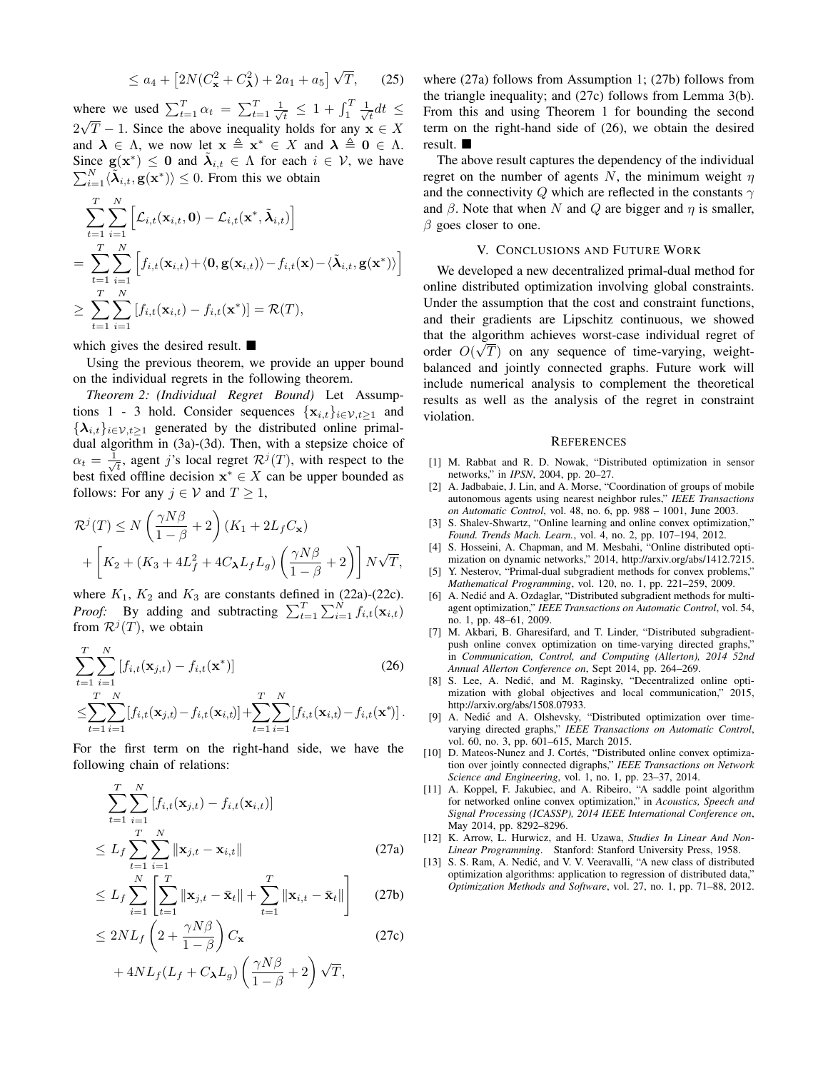$$\leq a_4 + \left[2N(C_{\mathbf{x}}^2 + C_{\boldsymbol{\lambda}}^2) + 2a_1 + a_5\right]\sqrt{T}, \quad (25)$$

where we used $\sum_{t=1}^{T}\alpha_t = \sum_{t=1}^{T}\frac{1}{\sqrt{t}} \leq 1 + \int_1^T \frac{1}{\sqrt{t}}dt \leq 2\sqrt{T} - 1$. Since the above inequality holds for any $\mathbf{x} \in X$ and $\boldsymbol{\lambda} \in \Lambda$, we now let $\mathbf{x} \triangleq \mathbf{x}^* \in X$ and $\boldsymbol{\lambda} \triangleq \mathbf{0} \in \Lambda$. Since $\mathbf{g}(\mathbf{x}^*) \leq \mathbf{0}$ and $\tilde{\boldsymbol{\lambda}}_{i,t} \in \Lambda$ for each $i \in \mathcal{V}$, we have $\sum_{i=1}^{N}\langle \tilde{\boldsymbol{\lambda}}_{i,t}, \mathbf{g}(\mathbf{x}^*)\rangle \leq 0$. From this we obtain

$$\begin{aligned}
&\sum_{t=1}^{T}\sum_{i=1}^{N}\left[\mathcal{L}_{i,t}(\mathbf{x}_{i,t}, \mathbf{0}) - \mathcal{L}_{i,t}(\mathbf{x}^*, \tilde{\boldsymbol{\lambda}}_{i,t})\right] \\
&= \sum_{t=1}^{T}\sum_{i=1}^{N}\left[f_{i,t}(\mathbf{x}_{i,t}) + \langle \mathbf{0}, \mathbf{g}(\mathbf{x}_{i,t})\rangle - f_{i,t}(\mathbf{x}) - \langle \tilde{\boldsymbol{\lambda}}_{i,t}, \mathbf{g}(\mathbf{x}^*)\rangle\right] \\
&\geq \sum_{t=1}^{T}\sum_{i=1}^{N}\left[f_{i,t}(\mathbf{x}_{i,t}) - f_{i,t}(\mathbf{x}^*)\right] = \mathcal{R}(T),
\end{aligned}$$

which gives the desired result. ■

Using the previous theorem, we provide an upper bound on the individual regrets in the following theorem.

*Theorem 2: (Individual Regret Bound)* Let Assumptions 1 - 3 hold. Consider sequences $\{\mathbf{x}_{i,t}\}_{i\in\mathcal{V},t\geq1}$ and $\{\boldsymbol{\lambda}_{i,t}\}_{i\in\mathcal{V},t\geq1}$ generated by the distributed online primal-dual algorithm in (3a)-(3d). Then, with a stepsize choice of $\alpha_t = \frac{1}{\sqrt{t}}$, agent $j$'s local regret $\mathcal{R}^j(T)$, with respect to the best fixed offline decision $\mathbf{x}^* \in X$ can be upper bounded as follows: For any $j \in \mathcal{V}$ and $T \geq 1$,

$$\begin{aligned}
\mathcal{R}^j(T) &\leq N\left(\frac{\gamma N\beta}{1-\beta} + 2\right)(K_1 + 2L_f C_{\mathbf{x}}) \\
&+ \left[K_2 + (K_3 + 4L_f^2 + 4C_{\boldsymbol{\lambda}}L_f L_g)\left(\frac{\gamma N\beta}{1-\beta} + 2\right)\right]N\sqrt{T},
\end{aligned}$$

where $K_1$, $K_2$ and $K_3$ are constants defined in (22a)-(22c).

*Proof:* By adding and subtracting $\sum_{t=1}^{T}\sum_{i=1}^{N} f_{i,t}(\mathbf{x}_{i,t})$ from $\mathcal{R}^j(T)$, we obtain

$$\begin{aligned}
&\sum_{t=1}^{T}\sum_{i=1}^{N}\left[f_{i,t}(\mathbf{x}_{j,t}) - f_{i,t}(\mathbf{x}^*)\right] \quad (26)\\
&\leq \sum_{t=1}^{T}\sum_{i=1}^{N}\left[f_{i,t}(\mathbf{x}_{j,t}) - f_{i,t}(\mathbf{x}_{i,t})\right] + \sum_{t=1}^{T}\sum_{i=1}^{N}\left[f_{i,t}(\mathbf{x}_{i,t}) - f_{i,t}(\mathbf{x}^*)\right].
\end{aligned}$$

For the first term on the right-hand side, we have the following chain of relations:

$$\begin{aligned}
&\sum_{t=1}^{T}\sum_{i=1}^{N}\left[f_{i,t}(\mathbf{x}_{j,t}) - f_{i,t}(\mathbf{x}_{i,t})\right] \\
&\leq L_f \sum_{t=1}^{T}\sum_{i=1}^{N}\|\mathbf{x}_{j,t} - \mathbf{x}_{i,t}\| \quad (27a)\\
&\leq L_f \sum_{i=1}^{N}\left[\sum_{t=1}^{T}\|\mathbf{x}_{j,t} - \bar{\mathbf{x}}_t\| + \sum_{t=1}^{T}\|\mathbf{x}_{i,t} - \bar{\mathbf{x}}_t\|\right] \quad (27b)\\
&\leq 2NL_f\left(2 + \frac{\gamma N\beta}{1-\beta}\right)C_{\mathbf{x}} \quad (27c)\\
&\quad + 4NL_f(L_f + C_{\boldsymbol{\lambda}}L_g)\left(\frac{\gamma N\beta}{1-\beta} + 2\right)\sqrt{T},
\end{aligned}$$

where (27a) follows from Assumption 1; (27b) follows from the triangle inequality; and (27c) follows from Lemma 3(b). From this and using Theorem 1 for bounding the second term on the right-hand side of (26), we obtain the desired result. ■

The above result captures the dependency of the individual regret on the number of agents $N$, the minimum weight $\eta$ and the connectivity $Q$ which are reflected in the constants $\gamma$ and $\beta$. Note that when $N$ and $Q$ are bigger and $\eta$ is smaller, $\beta$ goes closer to one.

## V. Conclusions and Future Work

We developed a new decentralized primal-dual method for online distributed optimization involving global constraints. Under the assumption that the cost and constraint functions, and their gradients are Lipschitz continuous, we showed that the algorithm achieves worst-case individual regret of order $O(\sqrt{T})$ on any sequence of time-varying, weight-balanced and jointly connected graphs. Future work will include numerical analysis to complement the theoretical results as well as the analysis of the regret in constraint violation.

## References

[1] M. Rabbat and R. D. Nowak, "Distributed optimization in sensor networks," in *IPSN*, 2004, pp. 20–27.

[2] A. Jadbabaie, J. Lin, and A. Morse, "Coordination of groups of mobile autonomous agents using nearest neighbor rules," *IEEE Transactions on Automatic Control*, vol. 48, no. 6, pp. 988 – 1001, June 2003.

[3] S. Shalev-Shwartz, "Online learning and online convex optimization," *Found. Trends Mach. Learn.*, vol. 4, no. 2, pp. 107–194, 2012.

[4] S. Hosseini, A. Chapman, and M. Mesbahi, "Online distributed optimization on dynamic networks," 2014, http://arxiv.org/abs/1412.7215.

[5] Y. Nesterov, "Primal-dual subgradient methods for convex problems," *Mathematical Programming*, vol. 120, no. 1, pp. 221–259, 2009.

[6] A. Nedić and A. Ozdaglar, "Distributed subgradient methods for multi-agent optimization," *IEEE Transactions on Automatic Control*, vol. 54, no. 1, pp. 48–61, 2009.

[7] M. Akbari, B. Gharesifard, and T. Linder, "Distributed subgradient-push online convex optimization on time-varying directed graphs," in *Communication, Control, and Computing (Allerton), 2014 52nd Annual Allerton Conference on*, Sept 2014, pp. 264–269.

[8] S. Lee, A. Nedić, and M. Raginsky, "Decentralized online optimization with global objectives and local communication," 2015, http://arxiv.org/abs/1508.07933.

[9] A. Nedić and A. Olshevsky, "Distributed optimization over time-varying directed graphs," *IEEE Transactions on Automatic Control*, vol. 60, no. 3, pp. 601–615, March 2015.

[10] D. Mateos-Nunez and J. Cortés, "Distributed online convex optimization over jointly connected digraphs," *IEEE Transactions on Network Science and Engineering*, vol. 1, no. 1, pp. 23–37, 2014.

[11] A. Koppel, F. Jakubiec, and A. Ribeiro, "A saddle point algorithm for networked online convex optimization," in *Acoustics, Speech and Signal Processing (ICASSP), 2014 IEEE International Conference on*, May 2014, pp. 8292–8296.

[12] K. Arrow, L. Hurwicz, and H. Uzawa, *Studies In Linear And Non-Linear Programming*. Stanford: Stanford University Press, 1958.

[13] S. S. Ram, A. Nedić, and V. V. Veeravalli, "A new class of distributed optimization algorithms: application to regression of distributed data," *Optimization Methods and Software*, vol. 27, no. 1, pp. 71–88, 2012.